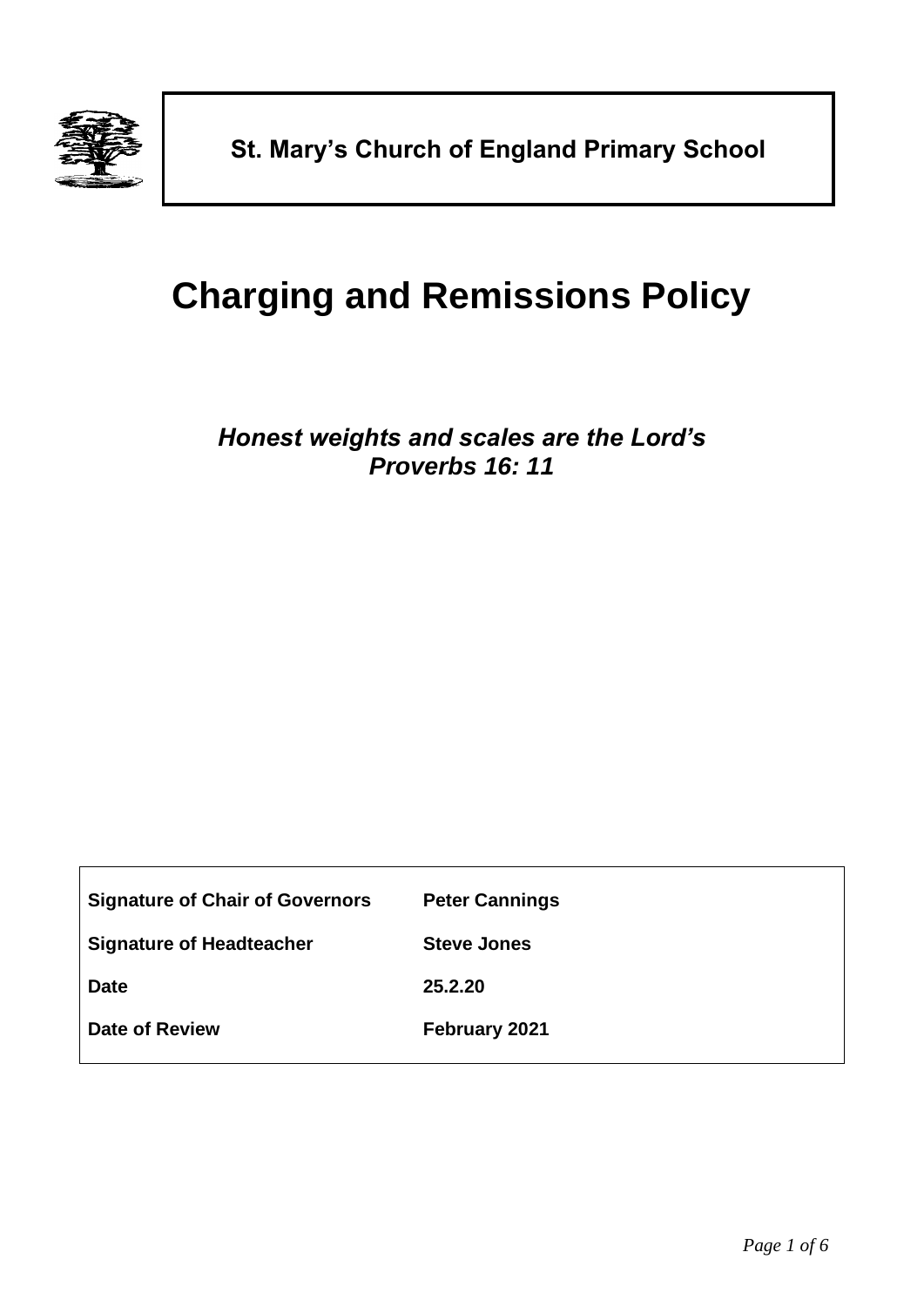**St. Mary's Church of England Primary School**

# Charging and Remissions Policy

***Honest weights and scales are the Lord's***
***Proverbs 16: 11***

| | |
|---|---|
| **Signature of Chair of Governors** | **Peter Cannings** |
| **Signature of Headteacher** | **Steve Jones** |
| **Date** | **25.2.20** |
| **Date of Review** | **February 2021** |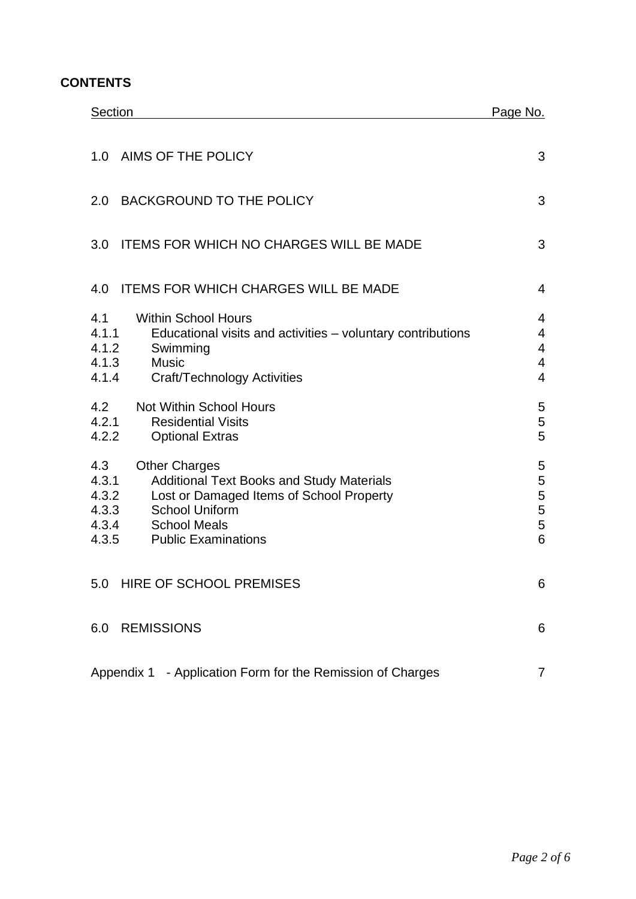**CONTENTS**

| Section | | Page No. |
|---|---|---|
| 1.0 | AIMS OF THE POLICY | 3 |
| 2.0 | BACKGROUND TO THE POLICY | 3 |
| 3.0 | ITEMS FOR WHICH NO CHARGES WILL BE MADE | 3 |
| 4.0 | ITEMS FOR WHICH CHARGES WILL BE MADE | 4 |
| 4.1 | Within School Hours | 4 |
| 4.1.1 | Educational visits and activities – voluntary contributions | 4 |
| 4.1.2 | Swimming | 4 |
| 4.1.3 | Music | 4 |
| 4.1.4 | Craft/Technology Activities | 4 |
| 4.2 | Not Within School Hours | 5 |
| 4.2.1 | Residential Visits | 5 |
| 4.2.2 | Optional Extras | 5 |
| 4.3 | Other Charges | 5 |
| 4.3.1 | Additional Text Books and Study Materials | 5 |
| 4.3.2 | Lost or Damaged Items of School Property | 5 |
| 4.3.3 | School Uniform | 5 |
| 4.3.4 | School Meals | 5 |
| 4.3.5 | Public Examinations | 6 |
| 5.0 | HIRE OF SCHOOL PREMISES | 6 |
| 6.0 | REMISSIONS | 6 |
| Appendix 1 | - Application Form for the Remission of Charges | 7 |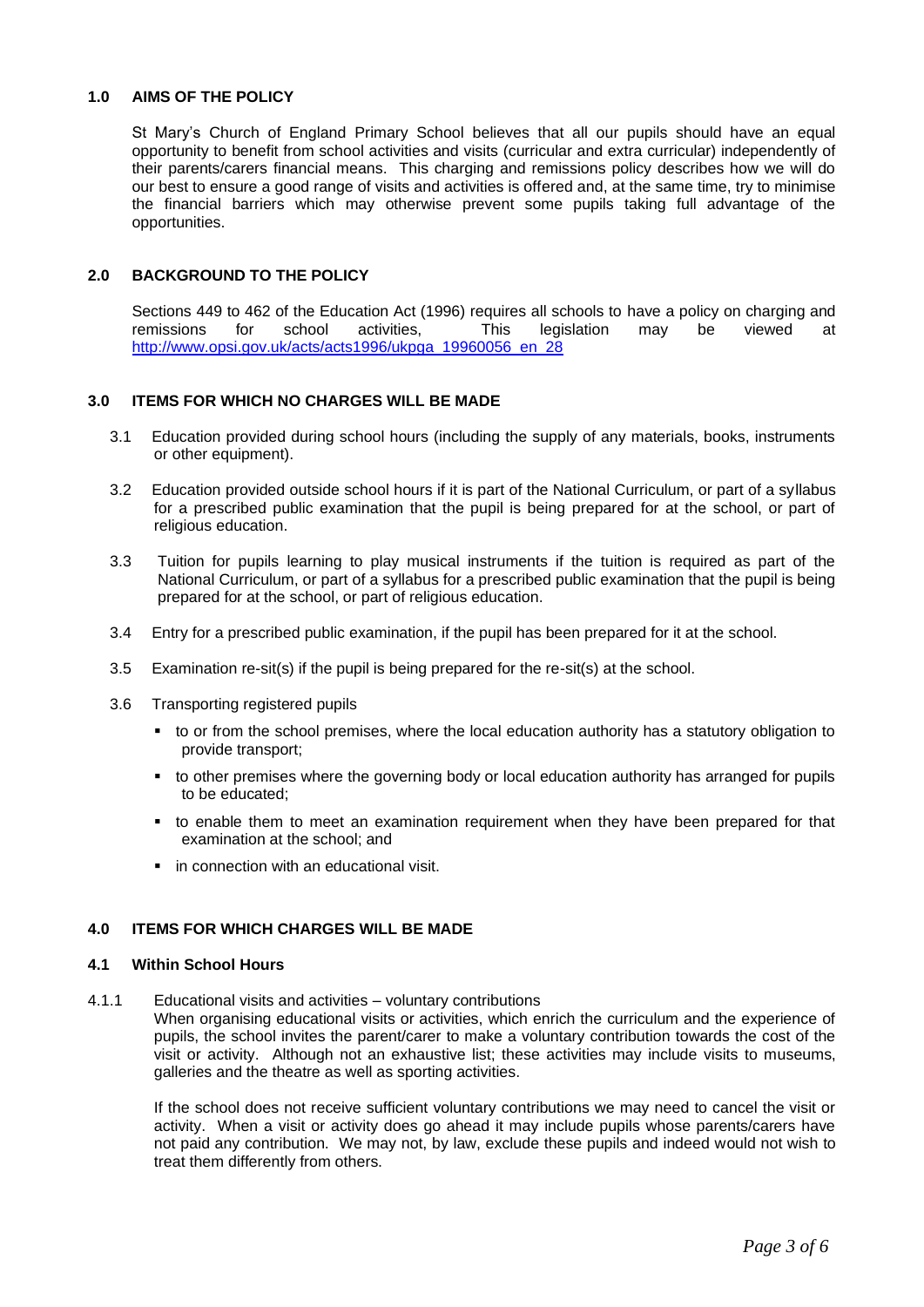## 1.0 AIMS OF THE POLICY

St Mary's Church of England Primary School believes that all our pupils should have an equal opportunity to benefit from school activities and visits (curricular and extra curricular) independently of their parents/carers financial means. This charging and remissions policy describes how we will do our best to ensure a good range of visits and activities is offered and, at the same time, try to minimise the financial barriers which may otherwise prevent some pupils taking full advantage of the opportunities.

## 2.0 BACKGROUND TO THE POLICY

Sections 449 to 462 of the Education Act (1996) requires all schools to have a policy on charging and remissions for school activities, This legislation may be viewed at [http://www.opsi.gov.uk/acts/acts1996/ukpga_19960056_en_28](http://www.opsi.gov.uk/acts/acts1996/ukpga_19960056_en_28)

## 3.0 ITEMS FOR WHICH NO CHARGES WILL BE MADE

3.1 Education provided during school hours (including the supply of any materials, books, instruments or other equipment).

3.2 Education provided outside school hours if it is part of the National Curriculum, or part of a syllabus for a prescribed public examination that the pupil is being prepared for at the school, or part of religious education.

3.3 Tuition for pupils learning to play musical instruments if the tuition is required as part of the National Curriculum, or part of a syllabus for a prescribed public examination that the pupil is being prepared for at the school, or part of religious education.

3.4 Entry for a prescribed public examination, if the pupil has been prepared for it at the school.

3.5 Examination re-sit(s) if the pupil is being prepared for the re-sit(s) at the school.

3.6 Transporting registered pupils

- to or from the school premises, where the local education authority has a statutory obligation to provide transport;
- to other premises where the governing body or local education authority has arranged for pupils to be educated;
- to enable them to meet an examination requirement when they have been prepared for that examination at the school; and
- in connection with an educational visit.

## 4.0 ITEMS FOR WHICH CHARGES WILL BE MADE

### 4.1 Within School Hours

4.1.1 Educational visits and activities – voluntary contributions

When organising educational visits or activities, which enrich the curriculum and the experience of pupils, the school invites the parent/carer to make a voluntary contribution towards the cost of the visit or activity. Although not an exhaustive list; these activities may include visits to museums, galleries and the theatre as well as sporting activities.

If the school does not receive sufficient voluntary contributions we may need to cancel the visit or activity. When a visit or activity does go ahead it may include pupils whose parents/carers have not paid any contribution. We may not, by law, exclude these pupils and indeed would not wish to treat them differently from others.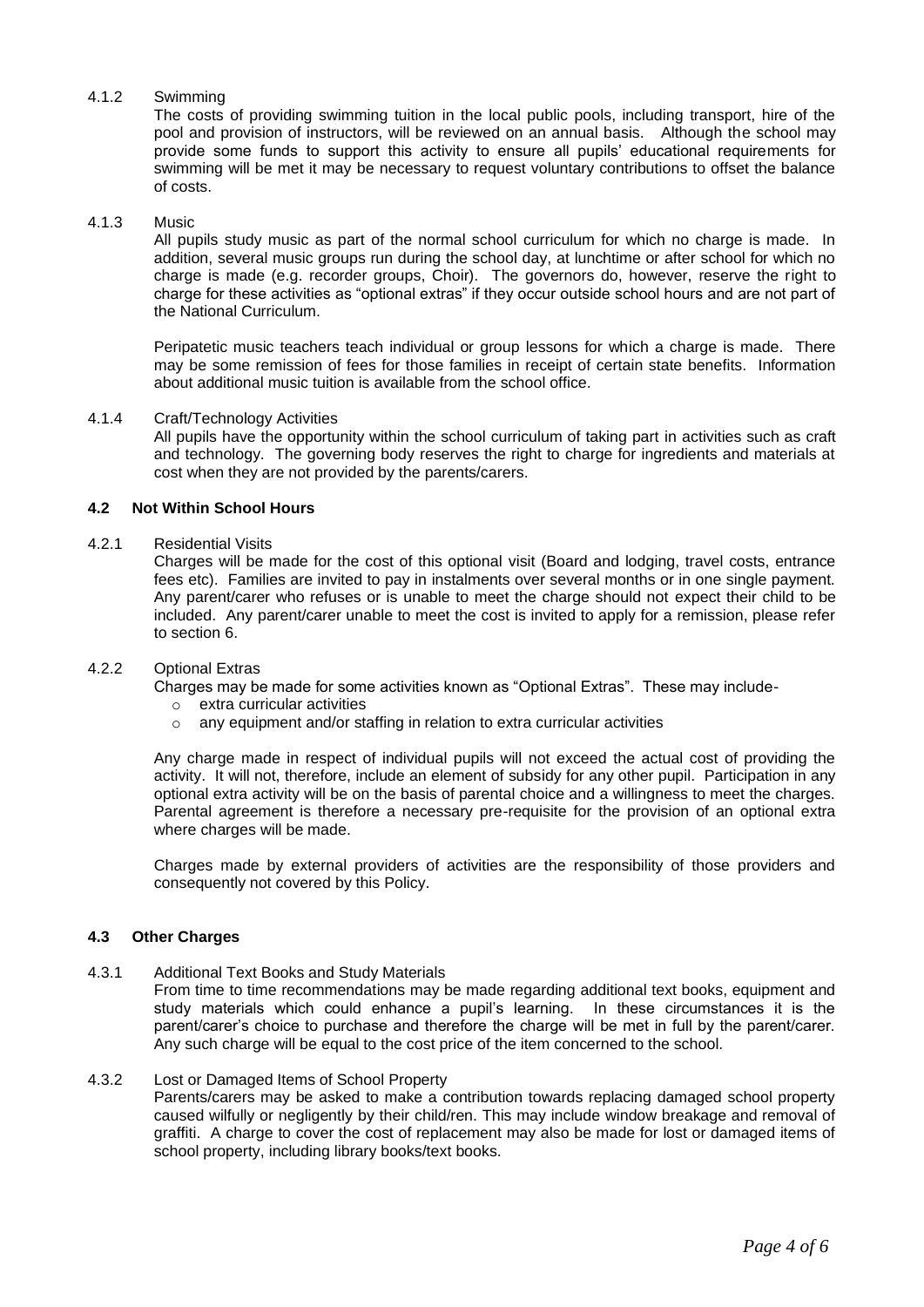#### 4.1.2 Swimming

The costs of providing swimming tuition in the local public pools, including transport, hire of the pool and provision of instructors, will be reviewed on an annual basis. Although the school may provide some funds to support this activity to ensure all pupils' educational requirements for swimming will be met it may be necessary to request voluntary contributions to offset the balance of costs.

#### 4.1.3 Music

All pupils study music as part of the normal school curriculum for which no charge is made. In addition, several music groups run during the school day, at lunchtime or after school for which no charge is made (e.g. recorder groups, Choir). The governors do, however, reserve the right to charge for these activities as "optional extras" if they occur outside school hours and are not part of the National Curriculum.

Peripatetic music teachers teach individual or group lessons for which a charge is made. There may be some remission of fees for those families in receipt of certain state benefits. Information about additional music tuition is available from the school office.

#### 4.1.4 Craft/Technology Activities

All pupils have the opportunity within the school curriculum of taking part in activities such as craft and technology. The governing body reserves the right to charge for ingredients and materials at cost when they are not provided by the parents/carers.

### 4.2 Not Within School Hours

#### 4.2.1 Residential Visits

Charges will be made for the cost of this optional visit (Board and lodging, travel costs, entrance fees etc). Families are invited to pay in instalments over several months or in one single payment. Any parent/carer who refuses or is unable to meet the charge should not expect their child to be included. Any parent/carer unable to meet the cost is invited to apply for a remission, please refer to section 6.

#### 4.2.2 Optional Extras

Charges may be made for some activities known as "Optional Extras". These may include-

- extra curricular activities
- any equipment and/or staffing in relation to extra curricular activities

Any charge made in respect of individual pupils will not exceed the actual cost of providing the activity. It will not, therefore, include an element of subsidy for any other pupil. Participation in any optional extra activity will be on the basis of parental choice and a willingness to meet the charges. Parental agreement is therefore a necessary pre-requisite for the provision of an optional extra where charges will be made.

Charges made by external providers of activities are the responsibility of those providers and consequently not covered by this Policy.

### 4.3 Other Charges

#### 4.3.1 Additional Text Books and Study Materials

From time to time recommendations may be made regarding additional text books, equipment and study materials which could enhance a pupil's learning. In these circumstances it is the parent/carer's choice to purchase and therefore the charge will be met in full by the parent/carer. Any such charge will be equal to the cost price of the item concerned to the school.

#### 4.3.2 Lost or Damaged Items of School Property

Parents/carers may be asked to make a contribution towards replacing damaged school property caused wilfully or negligently by their child/ren. This may include window breakage and removal of graffiti. A charge to cover the cost of replacement may also be made for lost or damaged items of school property, including library books/text books.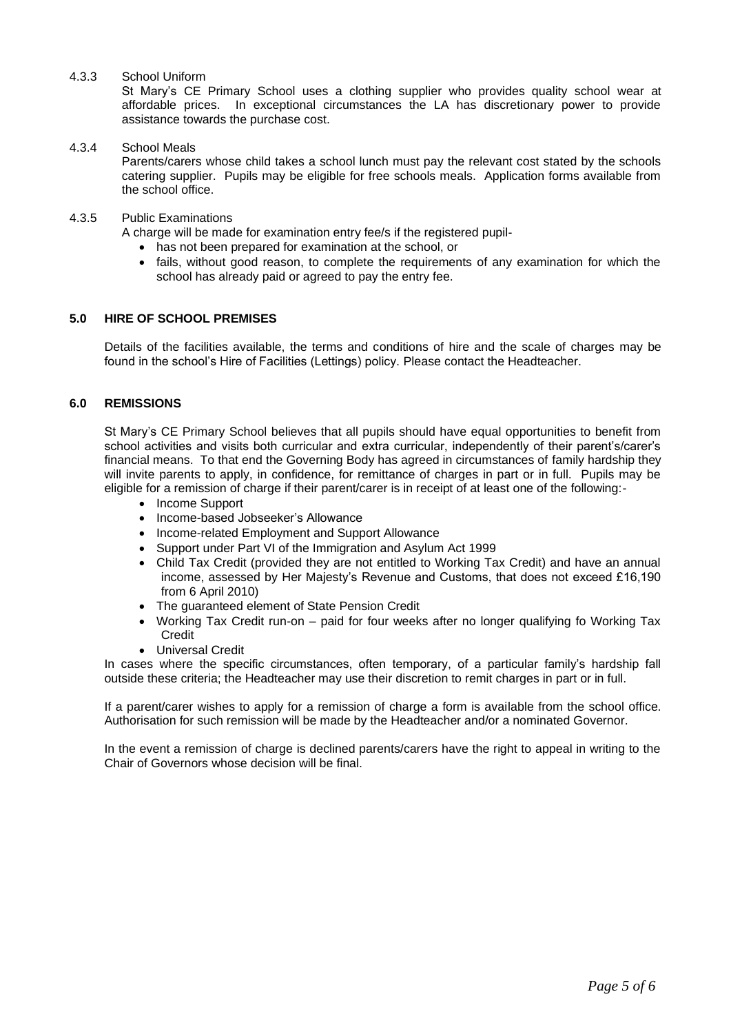#### 4.3.3 School Uniform

St Mary's CE Primary School uses a clothing supplier who provides quality school wear at affordable prices. In exceptional circumstances the LA has discretionary power to provide assistance towards the purchase cost.

#### 4.3.4 School Meals

Parents/carers whose child takes a school lunch must pay the relevant cost stated by the schools catering supplier. Pupils may be eligible for free schools meals. Application forms available from the school office.

#### 4.3.5 Public Examinations

A charge will be made for examination entry fee/s if the registered pupil-

- has not been prepared for examination at the school, or
- fails, without good reason, to complete the requirements of any examination for which the school has already paid or agreed to pay the entry fee.

## 5.0 HIRE OF SCHOOL PREMISES

Details of the facilities available, the terms and conditions of hire and the scale of charges may be found in the school's Hire of Facilities (Lettings) policy. Please contact the Headteacher.

## 6.0 REMISSIONS

St Mary's CE Primary School believes that all pupils should have equal opportunities to benefit from school activities and visits both curricular and extra curricular, independently of their parent's/carer's financial means. To that end the Governing Body has agreed in circumstances of family hardship they will invite parents to apply, in confidence, for remittance of charges in part or in full. Pupils may be eligible for a remission of charge if their parent/carer is in receipt of at least one of the following:-

- Income Support
- Income-based Jobseeker's Allowance
- Income-related Employment and Support Allowance
- Support under Part VI of the Immigration and Asylum Act 1999
- Child Tax Credit (provided they are not entitled to Working Tax Credit) and have an annual income, assessed by Her Majesty's Revenue and Customs, that does not exceed £16,190 from 6 April 2010)
- The guaranteed element of State Pension Credit
- Working Tax Credit run-on – paid for four weeks after no longer qualifying fo Working Tax Credit
- Universal Credit

In cases where the specific circumstances, often temporary, of a particular family's hardship fall outside these criteria; the Headteacher may use their discretion to remit charges in part or in full.

If a parent/carer wishes to apply for a remission of charge a form is available from the school office. Authorisation for such remission will be made by the Headteacher and/or a nominated Governor.

In the event a remission of charge is declined parents/carers have the right to appeal in writing to the Chair of Governors whose decision will be final.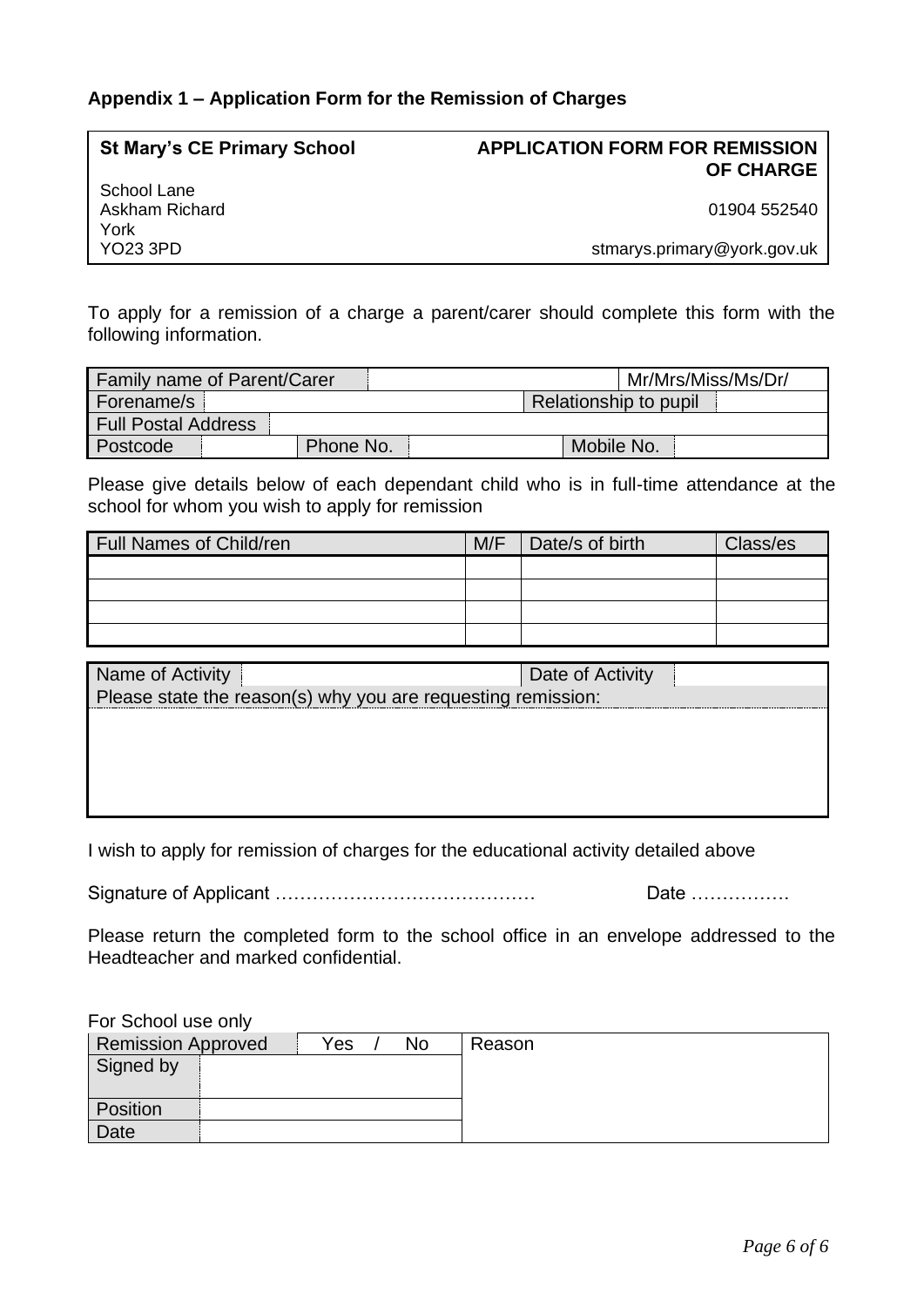### Appendix 1 – Application Form for the Remission of Charges

| | |
|---|---|
| **St Mary's CE Primary School** | **APPLICATION FORM FOR REMISSION OF CHARGE** |
| School Lane<br>Askham Richard<br>York<br>YO23 3PD | 01904 552540<br><br>stmarys.primary@york.gov.uk |

To apply for a remission of a charge a parent/carer should complete this form with the following information.

| | | | | | |
|---|---|---|---|---|---|
| Family name of Parent/Carer | | | | Mr/Mrs/Miss/Ms/Dr/ | |
| Forename/s | | | Relationship to pupil | | |
| Full Postal Address | | | | | |
| Postcode | | Phone No. | | Mobile No. | |

Please give details below of each dependant child who is in full-time attendance at the school for whom you wish to apply for remission

| Full Names of Child/ren | M/F | Date/s of birth | Class/es |
|---|---|---|---|
| | | | |
| | | | |
| | | | |
| | | | |

| | | | |
|---|---|---|---|
| Name of Activity | | Date of Activity | |
| Please state the reason(s) why you are requesting remission: | | | |
| | | | |

I wish to apply for remission of charges for the educational activity detailed above

Signature of Applicant …………………………………… Date …………….

Please return the completed form to the school office in an envelope addressed to the Headteacher and marked confidential.

For School use only

| | | |
|---|---|---|
| Remission Approved | Yes / No | Reason |
| Signed by | | |
| Position | | |
| Date | | |